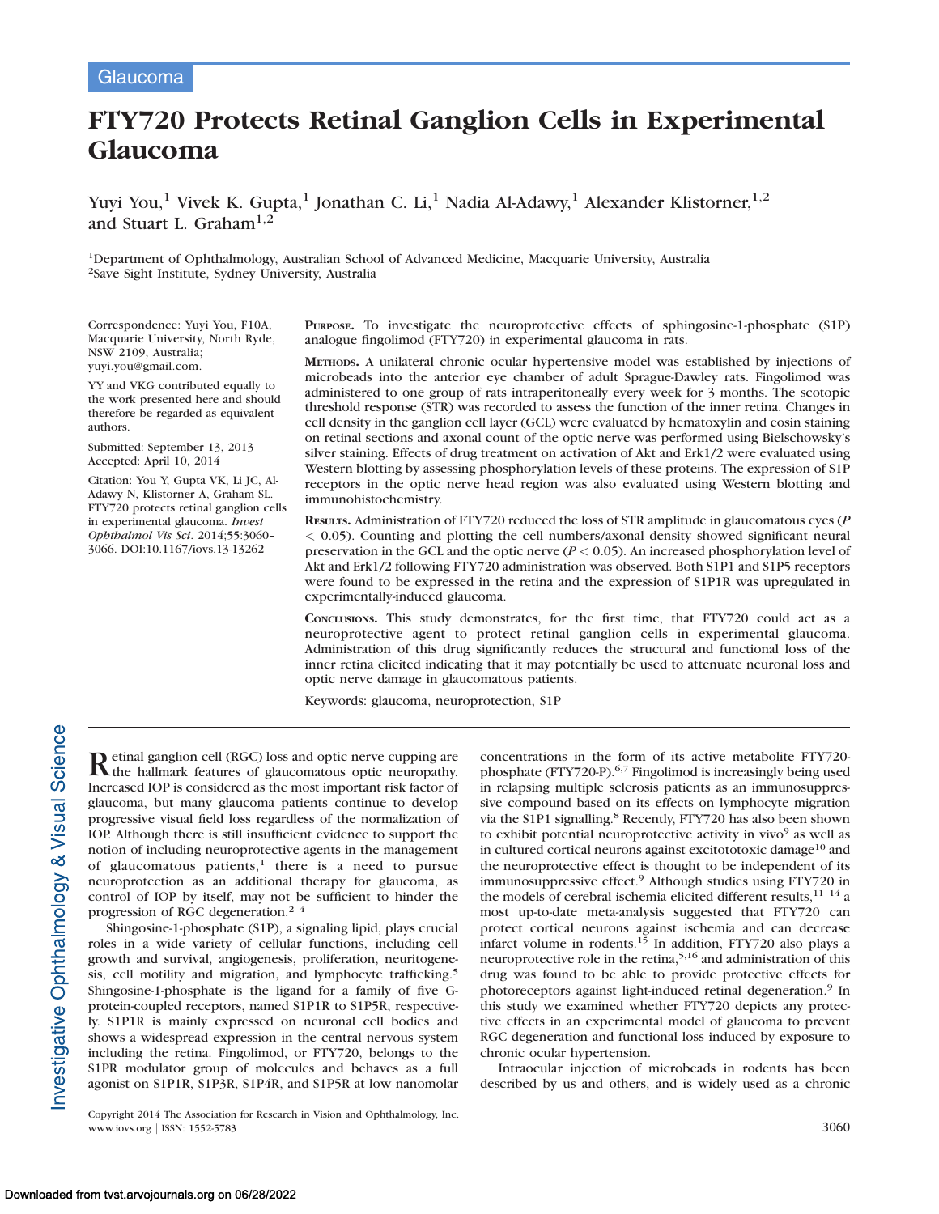Glaucoma

# FTY720 Protects Retinal Ganglion Cells in Experimental Glaucoma

Yuyi You,[1] Vivek K. Gupta,[1] Jonathan C. Li,[1] Nadia Al-Adawy,[1] Alexander Klistorner,[1,2] and Stuart L. Graham[1,2]

[1]Department of Ophthalmology, Australian School of Advanced Medicine, Macquarie University, Australia
[2]Save Sight Institute, Sydney University, Australia

Correspondence: Yuyi You, F10A, Macquarie University, North Ryde, NSW 2109, Australia; yuyi.you@gmail.com.

YY and VKG contributed equally to the work presented here and should therefore be regarded as equivalent authors.

Submitted: September 13, 2013
Accepted: April 10, 2014

Citation: You Y, Gupta VK, Li JC, Al-Adawy N, Klistorner A, Graham SL. FTY720 protects retinal ganglion cells in experimental glaucoma. *Invest Ophthalmol Vis Sci*. 2014;55:3060–3066. DOI:10.1167/iovs.13-13262

**Purpose.** To investigate the neuroprotective effects of sphingosine-1-phosphate (S1P) analogue fingolimod (FTY720) in experimental glaucoma in rats.

**Methods.** A unilateral chronic ocular hypertensive model was established by injections of microbeads into the anterior eye chamber of adult Sprague-Dawley rats. Fingolimod was administered to one group of rats intraperitoneally every week for 3 months. The scotopic threshold response (STR) was recorded to assess the function of the inner retina. Changes in cell density in the ganglion cell layer (GCL) were evaluated by hematoxylin and eosin staining on retinal sections and axonal count of the optic nerve was performed using Bielschowsky's silver staining. Effects of drug treatment on activation of Akt and Erk1/2 were evaluated using Western blotting by assessing phosphorylation levels of these proteins. The expression of S1P receptors in the optic nerve head region was also evaluated using Western blotting and immunohistochemistry.

**Results.** Administration of FTY720 reduced the loss of STR amplitude in glaucomatous eyes ($P < 0.05$). Counting and plotting the cell numbers/axonal density showed significant neural preservation in the GCL and the optic nerve ($P < 0.05$). An increased phosphorylation level of Akt and Erk1/2 following FTY720 administration was observed. Both S1P1 and S1P5 receptors were found to be expressed in the retina and the expression of S1P1R was upregulated in experimentally-induced glaucoma.

**Conclusions.** This study demonstrates, for the first time, that FTY720 could act as a neuroprotective agent to protect retinal ganglion cells in experimental glaucoma. Administration of this drug significantly reduces the structural and functional loss of the inner retina elicited indicating that it may potentially be used to attenuate neuronal loss and optic nerve damage in glaucomatous patients.

Keywords: glaucoma, neuroprotection, S1P

Retinal ganglion cell (RGC) loss and optic nerve cupping are the hallmark features of glaucomatous optic neuropathy. Increased IOP is considered as the most important risk factor of glaucoma, but many glaucoma patients continue to develop progressive visual field loss regardless of the normalization of IOP. Although there is still insufficient evidence to support the notion of including neuroprotective agents in the management of glaucomatous patients,[1] there is a need to pursue neuroprotection as an additional therapy for glaucoma, as control of IOP by itself, may not be sufficient to hinder the progression of RGC degeneration.[2–4]

Shingosine-1-phosphate (S1P), a signaling lipid, plays crucial roles in a wide variety of cellular functions, including cell growth and survival, angiogenesis, proliferation, neuritogenesis, cell motility and migration, and lymphocyte trafficking.[5] Shingosine-1-phosphate is the ligand for a family of five G-protein-coupled receptors, named S1P1R to S1P5R, respectively. S1P1R is mainly expressed on neuronal cell bodies and shows a widespread expression in the central nervous system including the retina. Fingolimod, or FTY720, belongs to the S1PR modulator group of molecules and behaves as a full agonist on S1P1R, S1P3R, S1P4R, and S1P5R at low nanomolar concentrations in the form of its active metabolite FTY720-phosphate (FTY720-P).[6,7] Fingolimod is increasingly being used in relapsing multiple sclerosis patients as an immunosuppressive compound based on its effects on lymphocyte migration via the S1P1 signalling.[8] Recently, FTY720 has also been shown to exhibit potential neuroprotective activity in vivo[9] as well as in cultured cortical neurons against excitototoxic damage[10] and the neuroprotective effect is thought to be independent of its immunosuppressive effect.[9] Although studies using FTY720 in the models of cerebral ischemia elicited different results,[11–14] a most up-to-date meta-analysis suggested that FTY720 can protect cortical neurons against ischemia and can decrease infarct volume in rodents.[15] In addition, FTY720 also plays a neuroprotective role in the retina,[5,16] and administration of this drug was found to be able to provide protective effects for photoreceptors against light-induced retinal degeneration.[9] In this study we examined whether FTY720 depicts any protective effects in an experimental model of glaucoma to prevent RGC degeneration and functional loss induced by exposure to chronic ocular hypertension.

Intraocular injection of microbeads in rodents has been described by us and others, and is widely used as a chronic

Copyright 2014 The Association for Research in Vision and Ophthalmology, Inc.
www.iovs.org | ISSN: 1552-5783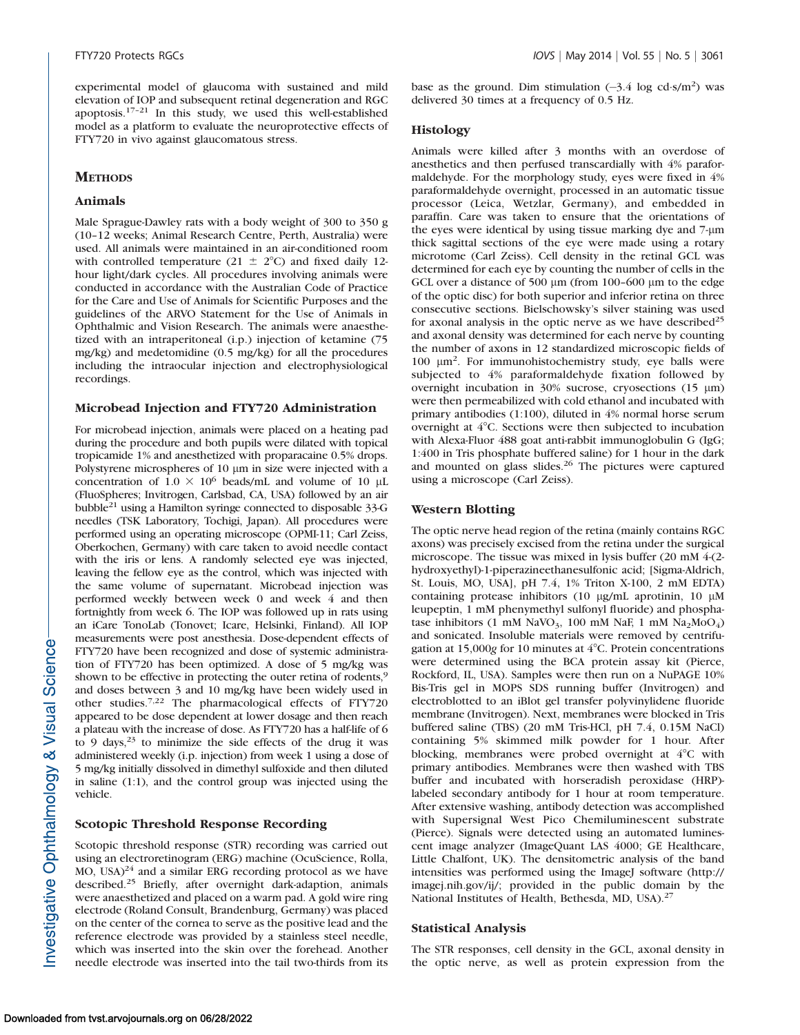experimental model of glaucoma with sustained and mild elevation of IOP and subsequent retinal degeneration and RGC apoptosis.[17–21] In this study, we used this well-established model as a platform to evaluate the neuroprotective effects of FTY720 in vivo against glaucomatous stress.

## METHODS

### Animals

Male Sprague-Dawley rats with a body weight of 300 to 350 g (10–12 weeks; Animal Research Centre, Perth, Australia) were used. All animals were maintained in an air-conditioned room with controlled temperature (21 ± 2°C) and fixed daily 12-hour light/dark cycles. All procedures involving animals were conducted in accordance with the Australian Code of Practice for the Care and Use of Animals for Scientific Purposes and the guidelines of the ARVO Statement for the Use of Animals in Ophthalmic and Vision Research. The animals were anaesthetized with an intraperitoneal (i.p.) injection of ketamine (75 mg/kg) and medetomidine (0.5 mg/kg) for all the procedures including the intraocular injection and electrophysiological recordings.

### Microbead Injection and FTY720 Administration

For microbead injection, animals were placed on a heating pad during the procedure and both pupils were dilated with topical tropicamide 1% and anesthetized with proparacaine 0.5% drops. Polystyrene microspheres of 10 μm in size were injected with a concentration of $1.0 \times 10^6$ beads/mL and volume of 10 μL (FluoSpheres; Invitrogen, Carlsbad, CA, USA) followed by an air bubble[21] using a Hamilton syringe connected to disposable 33-G needles (TSK Laboratory, Tochigi, Japan). All procedures were performed using an operating microscope (OPMI-11; Carl Zeiss, Oberkochen, Germany) with care taken to avoid needle contact with the iris or lens. A randomly selected eye was injected, leaving the fellow eye as the control, which was injected with the same volume of supernatant. Microbead injection was performed weekly between week 0 and week 4 and then fortnightly from week 6. The IOP was followed up in rats using an iCare TonoLab (Tonovet; Icare, Helsinki, Finland). All IOP measurements were post anesthesia. Dose-dependent effects of FTY720 have been recognized and dose of systemic administration of FTY720 has been optimized. A dose of 5 mg/kg was shown to be effective in protecting the outer retina of rodents,[9] and doses between 3 and 10 mg/kg have been widely used in other studies.[7,22] The pharmacological effects of FTY720 appeared to be dose dependent at lower dosage and then reach a plateau with the increase of dose. As FTY720 has a half-life of 6 to 9 days,[23] to minimize the side effects of the drug it was administered weekly (i.p. injection) from week 1 using a dose of 5 mg/kg initially dissolved in dimethyl sulfoxide and then diluted in saline (1:1), and the control group was injected using the vehicle.

### Scotopic Threshold Response Recording

Scotopic threshold response (STR) recording was carried out using an electroretinogram (ERG) machine (OcuScience, Rolla, MO, USA)[24] and a similar ERG recording protocol as we have described.[25] Briefly, after overnight dark-adaption, animals were anaesthetized and placed on a warm pad. A gold wire ring electrode (Roland Consult, Brandenburg, Germany) was placed on the center of the cornea to serve as the positive lead and the reference electrode was provided by a stainless steel needle, which was inserted into the skin over the forehead. Another needle electrode was inserted into the tail two-thirds from its base as the ground. Dim stimulation (−3.4 log cd·s/m$^2$) was delivered 30 times at a frequency of 0.5 Hz.

### Histology

Animals were killed after 3 months with an overdose of anesthetics and then perfused transcardially with 4% paraformaldehyde. For the morphology study, eyes were fixed in 4% paraformaldehyde overnight, processed in an automatic tissue processor (Leica, Wetzlar, Germany), and embedded in paraffin. Care was taken to ensure that the orientations of the eyes were identical by using tissue marking dye and 7-μm thick sagittal sections of the eye were made using a rotary microtome (Carl Zeiss). Cell density in the retinal GCL was determined for each eye by counting the number of cells in the GCL over a distance of 500 μm (from 100–600 μm to the edge of the optic disc) for both superior and inferior retina on three consecutive sections. Bielschowsky's silver staining was used for axonal analysis in the optic nerve as we have described[25] and axonal density was determined for each nerve by counting the number of axons in 12 standardized microscopic fields of 100 μm$^2$. For immunohistochemistry study, eye balls were subjected to 4% paraformaldehyde fixation followed by overnight incubation in 30% sucrose, cryosections (15 μm) were then permeabilized with cold ethanol and incubated with primary antibodies (1:100), diluted in 4% normal horse serum overnight at 4°C. Sections were then subjected to incubation with Alexa-Fluor 488 goat anti-rabbit immunoglobulin G (IgG; 1:400 in Tris phosphate buffered saline) for 1 hour in the dark and mounted on glass slides.[26] The pictures were captured using a microscope (Carl Zeiss).

### Western Blotting

The optic nerve head region of the retina (mainly contains RGC axons) was precisely excised from the retina under the surgical microscope. The tissue was mixed in lysis buffer (20 mM 4-(2-hydroxyethyl)-1-piperazineethanesulfonic acid; [Sigma-Aldrich, St. Louis, MO, USA], pH 7.4, 1% Triton X-100, 2 mM EDTA) containing protease inhibitors (10 μg/mL aprotinin, 10 μM leupeptin, 1 mM phenymethyl sulfonyl fluoride) and phosphatase inhibitors (1 mM $NaVO_3$, 100 mM NaF, 1 mM $Na_2MoO_4$) and sonicated. Insoluble materials were removed by centrifugation at 15,000*g* for 10 minutes at 4°C. Protein concentrations were determined using the BCA protein assay kit (Pierce, Rockford, IL, USA). Samples were then run on a NuPAGE 10% Bis-Tris gel in MOPS SDS running buffer (Invitrogen) and electroblotted to an iBlot gel transfer polyvinylidene fluoride membrane (Invitrogen). Next, membranes were blocked in Tris buffered saline (TBS) (20 mM Tris-HCl, pH 7.4, 0.15M NaCl) containing 5% skimmed milk powder for 1 hour. After blocking, membranes were probed overnight at 4°C with primary antibodies. Membranes were then washed with TBS buffer and incubated with horseradish peroxidase (HRP)-labeled secondary antibody for 1 hour at room temperature. After extensive washing, antibody detection was accomplished with Supersignal West Pico Chemiluminescent substrate (Pierce). Signals were detected using an automated luminescent image analyzer (ImageQuant LAS 4000; GE Healthcare, Little Chalfont, UK). The densitometric analysis of the band intensities was performed using the ImageJ software (http://imagej.nih.gov/ij/; provided in the public domain by the National Institutes of Health, Bethesda, MD, USA).[27]

### Statistical Analysis

The STR responses, cell density in the GCL, axonal density in the optic nerve, as well as protein expression from the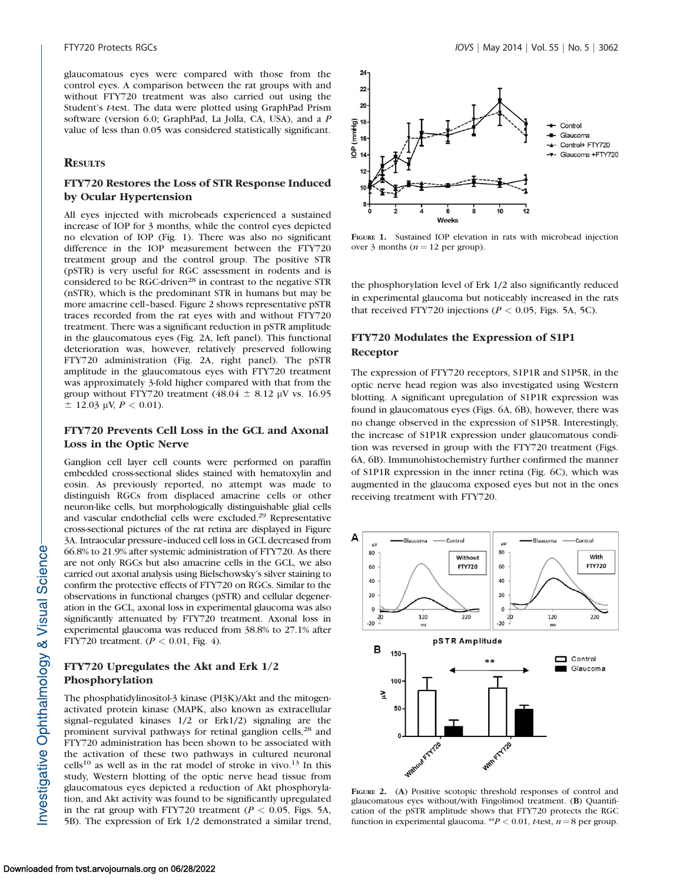glaucomatous eyes were compared with those from the control eyes. A comparison between the rat groups with and without FTY720 treatment was also carried out using the Student's *t*-test. The data were plotted using GraphPad Prism software (version 6.0; GraphPad, La Jolla, CA, USA), and a *P* value of less than 0.05 was considered statistically significant.

## Results

### FTY720 Restores the Loss of STR Response Induced by Ocular Hypertension

All eyes injected with microbeads experienced a sustained increase of IOP for 3 months, while the control eyes depicted no elevation of IOP (Fig. 1). There was also no significant difference in the IOP measurement between the FTY720 treatment group and the control group. The positive STR (pSTR) is very useful for RGC assessment in rodents and is considered to be RGC-driven[28] in contrast to the negative STR (nSTR), which is the predominant STR in humans but may be more amacrine cell–based. Figure 2 shows representative pSTR traces recorded from the rat eyes with and without FTY720 treatment. There was a significant reduction in pSTR amplitude in the glaucomatous eyes (Fig. 2A, left panel). This functional deterioration was, however, relatively preserved following FTY720 administration (Fig. 2A, right panel). The pSTR amplitude in the glaucomatous eyes with FTY720 treatment was approximately 3-fold higher compared with that from the group without FTY720 treatment (48.04 ± 8.12 μV vs. 16.95 ± 12.03 μV, $P < 0.01$).

### FTY720 Prevents Cell Loss in the GCL and Axonal Loss in the Optic Nerve

Ganglion cell layer cell counts were performed on paraffin embedded cross-sectional slides stained with hematoxylin and eosin. As previously reported, no attempt was made to distinguish RGCs from displaced amacrine cells or other neuron-like cells, but morphologically distinguishable glial cells and vascular endothelial cells were excluded.[29] Representative cross-sectional pictures of the rat retina are displayed in Figure 3A. Intraocular pressure–induced cell loss in GCL decreased from 66.8% to 21.9% after systemic administration of FTY720. As there are not only RGCs but also amacrine cells in the GCL, we also carried out axonal analysis using Bielschowsky's silver staining to confirm the protective effects of FTY720 on RGCs. Similar to the observations in functional changes (pSTR) and cellular degeneration in the GCL, axonal loss in experimental glaucoma was also significantly attenuated by FTY720 treatment. Axonal loss in experimental glaucoma was reduced from 38.8% to 27.1% after FTY720 treatment. ($P < 0.01$, Fig. 4).

### FTY720 Upregulates the Akt and Erk 1/2 Phosphorylation

The phosphatidylinositol-3 kinase (PI3K)/Akt and the mitogen-activated protein kinase (MAPK, also known as extracellular signal–regulated kinases 1/2 or Erk1/2) signaling are the prominent survival pathways for retinal ganglion cells,[28] and FTY720 administration has been shown to be associated with the activation of these two pathways in cultured neuronal cells[10] as well as in the rat model of stroke in vivo.[13] In this study, Western blotting of the optic nerve head tissue from glaucomatous eyes depicted a reduction of Akt phosphorylation, and Akt activity was found to be significantly upregulated in the rat group with FTY720 treatment ($P < 0.05$, Figs. 5A, 5B). The expression of Erk 1/2 demonstrated a similar trend, the phosphorylation level of Erk 1/2 also significantly reduced in experimental glaucoma but noticeably increased in the rats that received FTY720 injections ($P < 0.05$, Figs. 5A, 5C).

**Figure 1.** Sustained IOP elevation in rats with microbead injection over 3 months ($n = 12$ per group).

### FTY720 Modulates the Expression of S1P1 Receptor

The expression of FTY720 receptors, S1P1R and S1P5R, in the optic nerve head region was also investigated using Western blotting. A significant upregulation of S1P1R expression was found in glaucomatous eyes (Figs. 6A, 6B), however, there was no change observed in the expression of S1P5R. Interestingly, the increase of S1P1R expression under glaucomatous condition was reversed in group with the FTY720 treatment (Figs. 6A, 6B). Immunohistochemistry further confirmed the manner of S1P1R expression in the inner retina (Fig. 6C), which was augmented in the glaucoma exposed eyes but not in the ones receiving treatment with FTY720.

**Figure 2.** (**A**) Positive scotopic threshold responses of control and glaucomatous eyes without/with Fingolimod treatment. (**B**) Quantification of the pSTR amplitude shows that FTY720 protects the RGC function in experimental glaucoma. $^{**}P < 0.01$, *t*-test, $n = 8$ per group.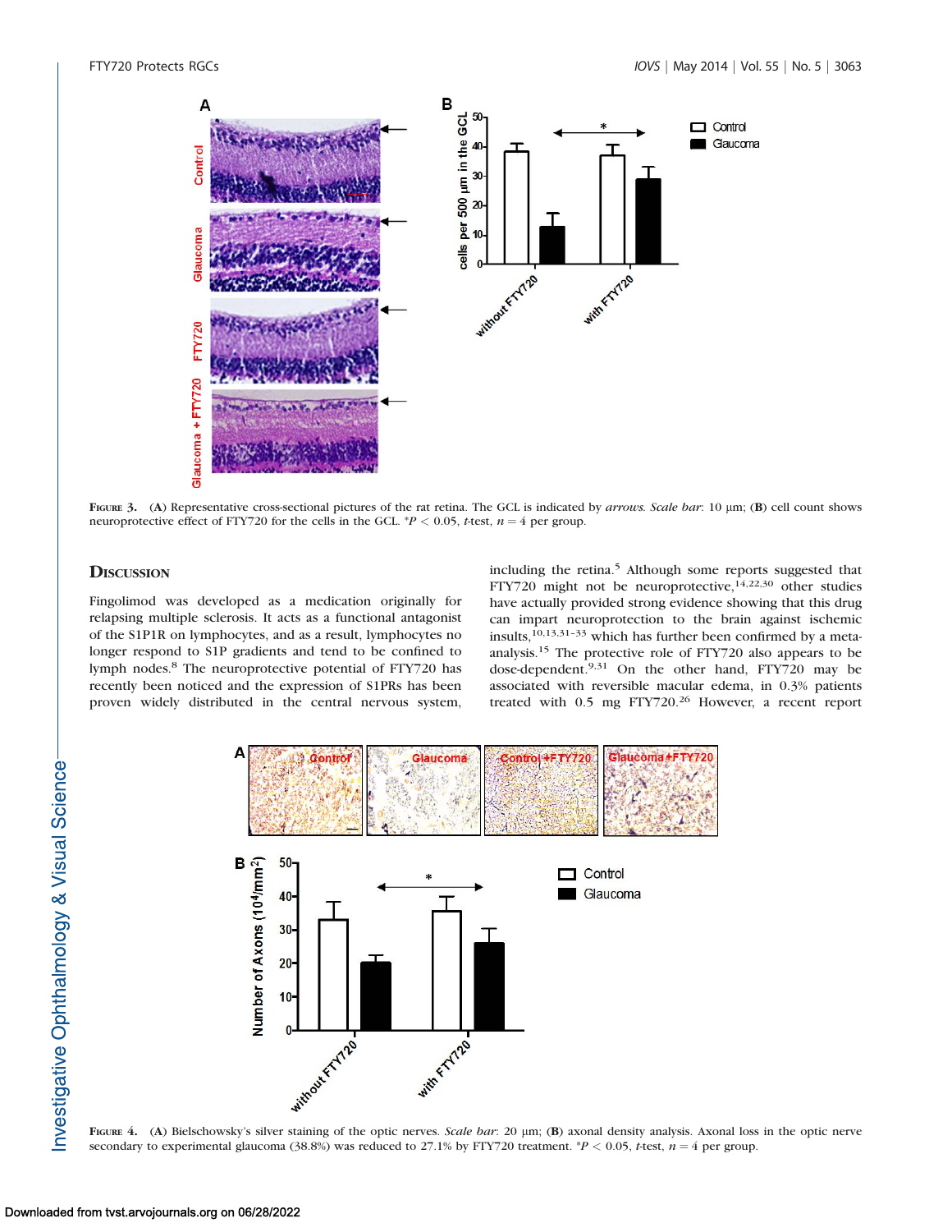**Figure 3.** (**A**) Representative cross-sectional pictures of the rat retina. The GCL is indicated by *arrows*. *Scale bar*: 10 µm; (**B**) cell count shows neuroprotective effect of FTY720 for the cells in the GCL. \*$P < 0.05$, *t*-test, $n = 4$ per group.

## Discussion

Fingolimod was developed as a medication originally for relapsing multiple sclerosis. It acts as a functional antagonist of the S1P1R on lymphocytes, and as a result, lymphocytes no longer respond to S1P gradients and tend to be confined to lymph nodes.[8] The neuroprotective potential of FTY720 has recently been noticed and the expression of S1PRs has been proven widely distributed in the central nervous system, including the retina.[5] Although some reports suggested that FTY720 might not be neuroprotective,[14,22,30] other studies have actually provided strong evidence showing that this drug can impart neuroprotection to the brain against ischemic insults,[10,13,31–33] which has further been confirmed by a meta-analysis.[15] The protective role of FTY720 also appears to be dose-dependent.[9,31] On the other hand, FTY720 may be associated with reversible macular edema, in 0.3% patients treated with 0.5 mg FTY720.[26] However, a recent report

**Figure 4.** (**A**) Bielschowsky's silver staining of the optic nerves. *Scale bar*: 20 µm; (**B**) axonal density analysis. Axonal loss in the optic nerve secondary to experimental glaucoma (38.8%) was reduced to 27.1% by FTY720 treatment. \*$P < 0.05$, *t*-test, $n = 4$ per group.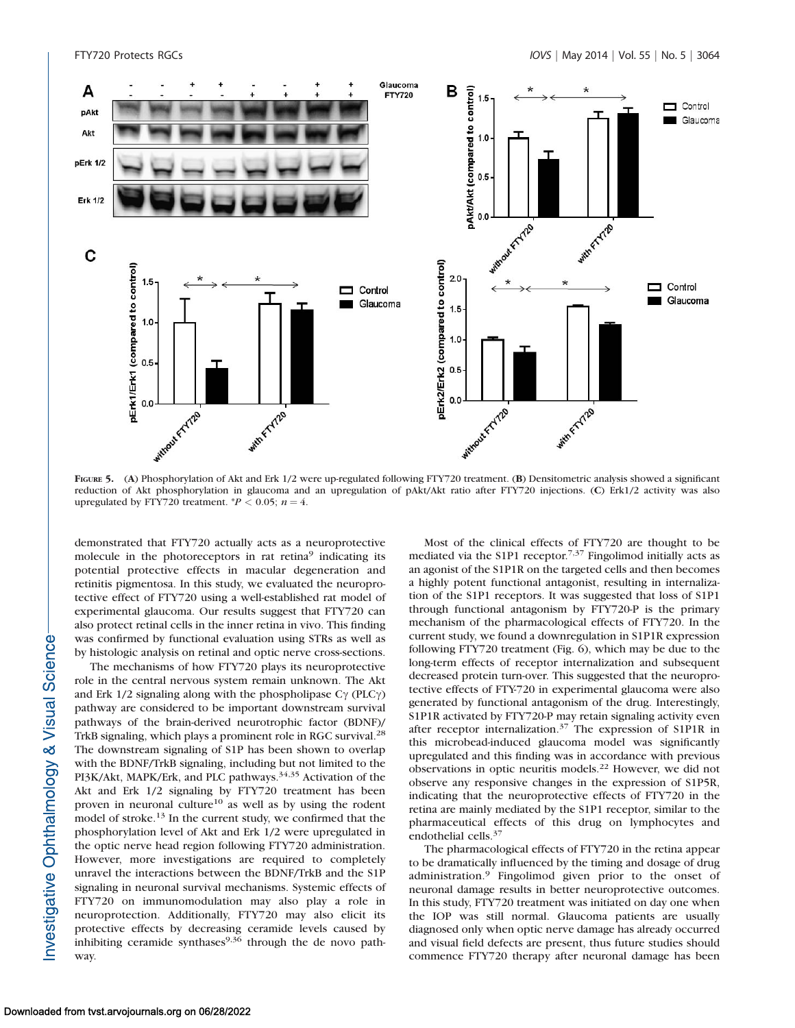**Figure 5.** (**A**) Phosphorylation of Akt and Erk 1/2 were up-regulated following FTY720 treatment. (**B**) Densitometric analysis showed a significant reduction of Akt phosphorylation in glaucoma and an upregulation of pAkt/Akt ratio after FTY720 injections. (**C**) Erk1/2 activity was also upregulated by FTY720 treatment. $^{*}P < 0.05$; $n = 4$.

demonstrated that FTY720 actually acts as a neuroprotective molecule in the photoreceptors in rat retina[9] indicating its potential protective effects in macular degeneration and retinitis pigmentosa. In this study, we evaluated the neuroprotective effect of FTY720 using a well-established rat model of experimental glaucoma. Our results suggest that FTY720 can also protect retinal cells in the inner retina in vivo. This finding was confirmed by functional evaluation using STRs as well as by histologic analysis on retinal and optic nerve cross-sections.

The mechanisms of how FTY720 plays its neuroprotective role in the central nervous system remain unknown. The Akt and Erk 1/2 signaling along with the phospholipase Cγ (PLCγ) pathway are considered to be important downstream survival pathways of the brain-derived neurotrophic factor (BDNF)/TrkB signaling, which plays a prominent role in RGC survival.[28] The downstream signaling of S1P has been shown to overlap with the BDNF/TrkB signaling, including but not limited to the PI3K/Akt, MAPK/Erk, and PLC pathways.[34,35] Activation of the Akt and Erk 1/2 signaling by FTY720 treatment has been proven in neuronal culture[10] as well as by using the rodent model of stroke.[13] In the current study, we confirmed that the phosphorylation level of Akt and Erk 1/2 were upregulated in the optic nerve head region following FTY720 administration. However, more investigations are required to completely unravel the interactions between the BDNF/TrkB and the S1P signaling in neuronal survival mechanisms. Systemic effects of FTY720 on immunomodulation may also play a role in neuroprotection. Additionally, FTY720 may also elicit its protective effects by decreasing ceramide levels caused by inhibiting ceramide synthases[9,36] through the de novo pathway.

Most of the clinical effects of FTY720 are thought to be mediated via the S1P1 receptor.[7,37] Fingolimod initially acts as an agonist of the S1P1R on the targeted cells and then becomes a highly potent functional antagonist, resulting in internalization of the S1P1 receptors. It was suggested that loss of S1P1 through functional antagonism by FTY720-P is the primary mechanism of the pharmacological effects of FTY720. In the current study, we found a downregulation in S1P1R expression following FTY720 treatment (Fig. 6), which may be due to the long-term effects of receptor internalization and subsequent decreased protein turn-over. This suggested that the neuroprotective effects of FTY-720 in experimental glaucoma were also generated by functional antagonism of the drug. Interestingly, S1P1R activated by FTY720-P may retain signaling activity even after receptor internalization.[37] The expression of S1P1R in this microbead-induced glaucoma model was significantly upregulated and this finding was in accordance with previous observations in optic neuritis models.[22] However, we did not observe any responsive changes in the expression of S1P5R, indicating that the neuroprotective effects of FTY720 in the retina are mainly mediated by the S1P1 receptor, similar to the pharmaceutical effects of this drug on lymphocytes and endothelial cells.[37]

The pharmacological effects of FTY720 in the retina appear to be dramatically influenced by the timing and dosage of drug administration.[9] Fingolimod given prior to the onset of neuronal damage results in better neuroprotective outcomes. In this study, FTY720 treatment was initiated on day one when the IOP was still normal. Glaucoma patients are usually diagnosed only when optic nerve damage has already occurred and visual field defects are present, thus future studies should commence FTY720 therapy after neuronal damage has been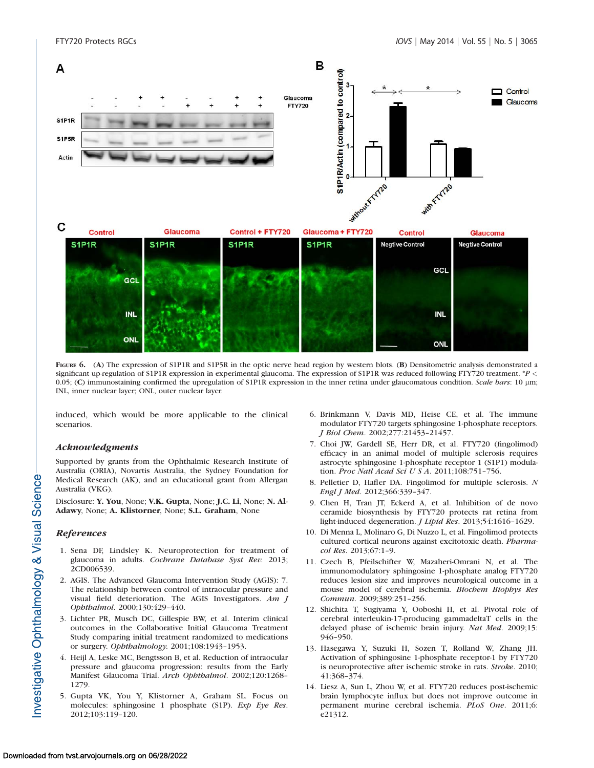FIGURE 6. (A) The expression of S1P1R and S1P5R in the optic nerve head region by western blots. (B) Densitometric analysis demonstrated a significant up-regulation of S1P1R expression in experimental glaucoma. The expression of S1P1R was reduced following FTY720 treatment. $^*P <$ 0.05; (C) immunostaining confirmed the upregulation of S1P1R expression in the inner retina under glaucomatous condition. *Scale bars*: 10 µm; INL, inner nuclear layer; ONL, outer nuclear layer.

induced, which would be more applicable to the clinical scenarios.

### *Acknowledgments*

Supported by grants from the Ophthalmic Research Institute of Australia (ORIA), Novartis Australia, the Sydney Foundation for Medical Research (AK), and an educational grant from Allergan Australia (VKG).

Disclosure: **Y. You**, None; **V.K. Gupta**, None; **J.C. Li**, None; **N. Al-Adawy**, None; **A. Klistorner**, None; **S.L. Graham**, None

### *References*

1. Sena DF, Lindsley K. Neuroprotection for treatment of glaucoma in adults. *Cochrane Database Syst Rev.* 2013; 2CD006539.
2. AGIS. The Advanced Glaucoma Intervention Study (AGIS): 7. The relationship between control of intraocular pressure and visual field deterioration. The AGIS Investigators. *Am J Ophthalmol.* 2000;130:429–440.
3. Lichter PR, Musch DC, Gillespie BW, et al. Interim clinical outcomes in the Collaborative Initial Glaucoma Treatment Study comparing initial treatment randomized to medications or surgery. *Ophthalmology.* 2001;108:1943–1953.
4. Heijl A, Leske MC, Bengtsson B, et al. Reduction of intraocular pressure and glaucoma progression: results from the Early Manifest Glaucoma Trial. *Arch Ophthalmol.* 2002;120:1268–1279.
5. Gupta VK, You Y, Klistorner A, Graham SL. Focus on molecules: sphingosine 1 phosphate (S1P). *Exp Eye Res.* 2012;103:119–120.
6. Brinkmann V, Davis MD, Heise CE, et al. The immune modulator FTY720 targets sphingosine 1-phosphate receptors. *J Biol Chem.* 2002;277:21453–21457.
7. Choi JW, Gardell SE, Herr DR, et al. FTY720 (fingolimod) efficacy in an animal model of multiple sclerosis requires astrocyte sphingosine 1-phosphate receptor 1 (S1P1) modulation. *Proc Natl Acad Sci U S A.* 2011;108:751–756.
8. Pelletier D, Hafler DA. Fingolimod for multiple sclerosis. *N Engl J Med.* 2012;366:339–347.
9. Chen H, Tran JT, Eckerd A, et al. Inhibition of de novo ceramide biosynthesis by FTY720 protects rat retina from light-induced degeneration. *J Lipid Res.* 2013;54:1616–1629.
10. Di Menna L, Molinaro G, Di Nuzzo L, et al. Fingolimod protects cultured cortical neurons against excitotoxic death. *Pharmacol Res.* 2013;67:1–9.
11. Czech B, Pfeilschifter W, Mazaheri-Omrani N, et al. The immunomodulatory sphingosine 1-phosphate analog FTY720 reduces lesion size and improves neurological outcome in a mouse model of cerebral ischemia. *Biochem Biophys Res Commun.* 2009;389:251–256.
12. Shichita T, Sugiyama Y, Ooboshi H, et al. Pivotal role of cerebral interleukin-17-producing gammadeltaT cells in the delayed phase of ischemic brain injury. *Nat Med.* 2009;15:946–950.
13. Hasegawa Y, Suzuki H, Sozen T, Rolland W, Zhang JH. Activation of sphingosine 1-phosphate receptor-1 by FTY720 is neuroprotective after ischemic stroke in rats. *Stroke.* 2010;41:368–374.
14. Liesz A, Sun L, Zhou W, et al. FTY720 reduces post-ischemic brain lymphocyte influx but does not improve outcome in permanent murine cerebral ischemia. *PLoS One.* 2011;6:e21312.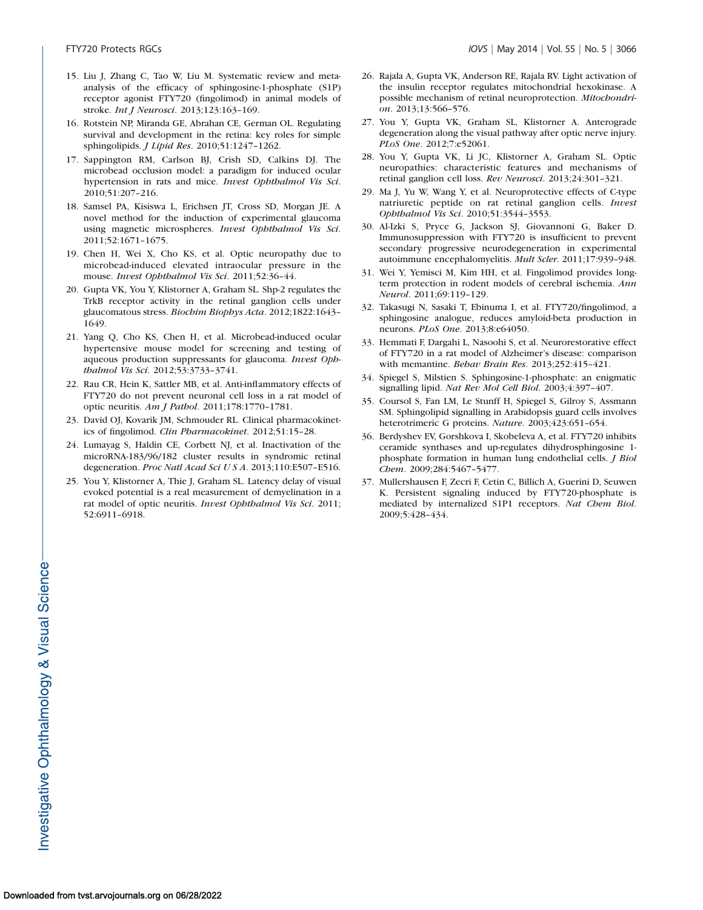15. Liu J, Zhang C, Tao W, Liu M. Systematic review and meta-analysis of the efficacy of sphingosine-1-phosphate (S1P) receptor agonist FTY720 (fingolimod) in animal models of stroke. *Int J Neurosci*. 2013;123:163–169.
16. Rotstein NP, Miranda GE, Abrahan CE, German OL. Regulating survival and development in the retina: key roles for simple sphingolipids. *J Lipid Res*. 2010;51:1247–1262.
17. Sappington RM, Carlson BJ, Crish SD, Calkins DJ. The microbead occlusion model: a paradigm for induced ocular hypertension in rats and mice. *Invest Ophthalmol Vis Sci*. 2010;51:207–216.
18. Samsel PA, Kisiswa L, Erichsen JT, Cross SD, Morgan JE. A novel method for the induction of experimental glaucoma using magnetic microspheres. *Invest Ophthalmol Vis Sci*. 2011;52:1671–1675.
19. Chen H, Wei X, Cho KS, et al. Optic neuropathy due to microbead-induced elevated intraocular pressure in the mouse. *Invest Ophthalmol Vis Sci*. 2011;52:36–44.
20. Gupta VK, You Y, Klistorner A, Graham SL. Shp-2 regulates the TrkB receptor activity in the retinal ganglion cells under glaucomatous stress. *Biochim Biophys Acta*. 2012;1822:1643–1649.
21. Yang Q, Cho KS, Chen H, et al. Microbead-induced ocular hypertensive mouse model for screening and testing of aqueous production suppressants for glaucoma. *Invest Ophthalmol Vis Sci*. 2012;53:3733–3741.
22. Rau CR, Hein K, Sattler MB, et al. Anti-inflammatory effects of FTY720 do not prevent neuronal cell loss in a rat model of optic neuritis. *Am J Pathol*. 2011;178:1770–1781.
23. David OJ, Kovarik JM, Schmouder RL. Clinical pharmacokinetics of fingolimod. *Clin Pharmacokinet*. 2012;51:15–28.
24. Lumayag S, Haldin CE, Corbett NJ, et al. Inactivation of the microRNA-183/96/182 cluster results in syndromic retinal degeneration. *Proc Natl Acad Sci U S A*. 2013;110:E507–E516.
25. You Y, Klistorner A, Thie J, Graham SL. Latency delay of visual evoked potential is a real measurement of demyelination in a rat model of optic neuritis. *Invest Ophthalmol Vis Sci*. 2011; 52:6911–6918.
26. Rajala A, Gupta VK, Anderson RE, Rajala RV. Light activation of the insulin receptor regulates mitochondrial hexokinase. A possible mechanism of retinal neuroprotection. *Mitochondrion*. 2013;13:566–576.
27. You Y, Gupta VK, Graham SL, Klistorner A. Anterograde degeneration along the visual pathway after optic nerve injury. *PLoS One*. 2012;7:e52061.
28. You Y, Gupta VK, Li JC, Klistorner A, Graham SL. Optic neuropathies: characteristic features and mechanisms of retinal ganglion cell loss. *Rev Neurosci*. 2013;24:301–321.
29. Ma J, Yu W, Wang Y, et al. Neuroprotective effects of C-type natriuretic peptide on rat retinal ganglion cells. *Invest Ophthalmol Vis Sci*. 2010;51:3544–3553.
30. Al-Izki S, Pryce G, Jackson SJ, Giovannoni G, Baker D. Immunosuppression with FTY720 is insufficient to prevent secondary progressive neurodegeneration in experimental autoimmune encephalomyelitis. *Mult Scler.* 2011;17:939–948.
31. Wei Y, Yemisci M, Kim HH, et al. Fingolimod provides long-term protection in rodent models of cerebral ischemia. *Ann Neurol*. 2011;69:119–129.
32. Takasugi N, Sasaki T, Ebinuma I, et al. FTY720/fingolimod, a sphingosine analogue, reduces amyloid-beta production in neurons. *PLoS One*. 2013;8:e64050.
33. Hemmati F, Dargahi L, Nasoohi S, et al. Neurorestorative effect of FTY720 in a rat model of Alzheimer's disease: comparison with memantine. *Behav Brain Res*. 2013;252:415–421.
34. Spiegel S, Milstien S. Sphingosine-1-phosphate: an enigmatic signalling lipid. *Nat Rev Mol Cell Biol*. 2003;4:397–407.
35. Coursol S, Fan LM, Le Stunff H, Spiegel S, Gilroy S, Assmann SM. Sphingolipid signalling in Arabidopsis guard cells involves heterotrimeric G proteins. *Nature*. 2003;423:651–654.
36. Berdyshev EV, Gorshkova I, Skobeleva A, et al. FTY720 inhibits ceramide synthases and up-regulates dihydrosphingosine 1-phosphate formation in human lung endothelial cells. *J Biol Chem*. 2009;284:5467–5477.
37. Mullershausen F, Zecri F, Cetin C, Billich A, Guerini D, Seuwen K. Persistent signaling induced by FTY720-phosphate is mediated by internalized S1P1 receptors. *Nat Chem Biol*. 2009;5:428–434.